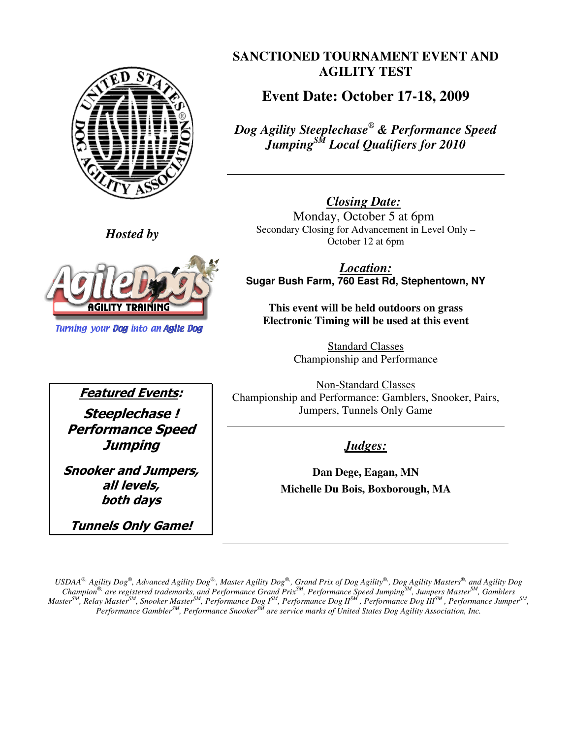# SANCTIONED TOURNAMENT EVENT AND AGILITY TEST

## Event Date: October 17-18, 2009

***Dog Agility Steeplechase® & Performance Speed Jumping℠ Local Qualifiers for 2010***

---

*Hosted by*

AgileDogs Agility Training

*Turning your Dog into an Agile Dog*

***Closing Date:***

Monday, October 5 at 6pm

Secondary Closing for Advancement in Level Only – October 12 at 6pm

***Location:***

**Sugar Bush Farm, 760 East Rd, Stephentown, NY**

**This event will be held outdoors on grass**
**Electronic Timing will be used at this event**

Standard Classes
Championship and Performance

Non-Standard Classes
Championship and Performance: Gamblers, Snooker, Pairs, Jumpers, Tunnels Only Game

---

***Featured Events:***

***Steeplechase !***
***Performance Speed Jumping***

***Snooker and Jumpers, all levels, both days***

***Tunnels Only Game!***

***Judges:***

**Dan Dege, Eagan, MN**
**Michelle Du Bois, Boxborough, MA**

---

*USDAA®, Agility Dog®, Advanced Agility Dog®, Master Agility Dog®, Grand Prix of Dog Agility®, Dog Agility Masters®, and Agility Dog Champion®, are registered trademarks, and Performance Grand Prix℠, Performance Speed Jumping℠, Jumpers Master℠, Gamblers Master℠, Relay Master℠, Snooker Master℠, Performance Dog I℠, Performance Dog II℠, Performance Dog III℠, Performance Jumper℠, Performance Gambler℠, Performance Snooker℠ are service marks of United States Dog Agility Association, Inc.*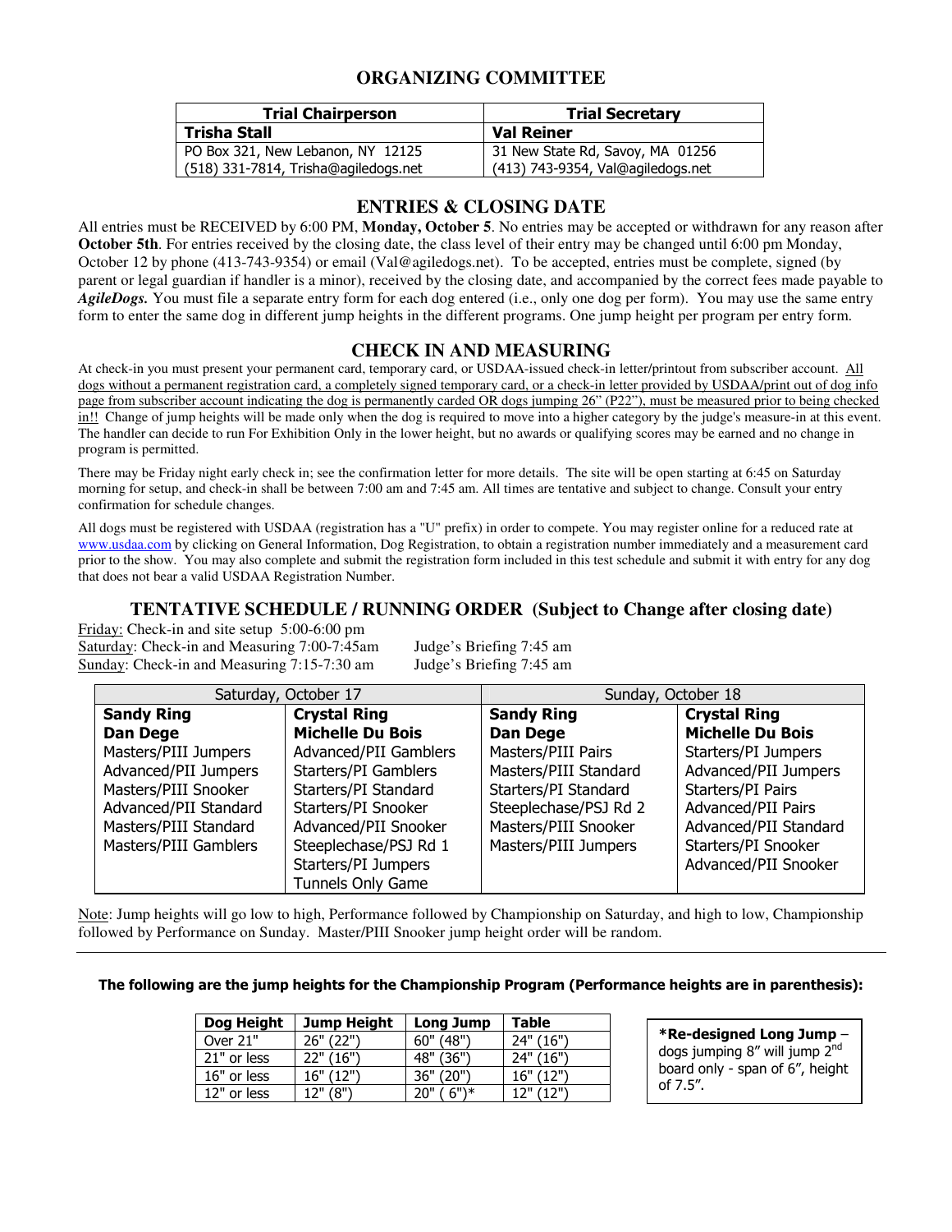## ORGANIZING COMMITTEE

| Trial Chairperson | Trial Secretary |
|---|---|
| **Trisha Stall** | **Val Reiner** |
| PO Box 321, New Lebanon, NY 12125<br>(518) 331-7814, Trisha@agiledogs.net | 31 New State Rd, Savoy, MA 01256<br>(413) 743-9354, Val@agiledogs.net |

## ENTRIES & CLOSING DATE

All entries must be RECEIVED by 6:00 PM, **Monday, October 5**. No entries may be accepted or withdrawn for any reason after **October 5th**. For entries received by the closing date, the class level of their entry may be changed until 6:00 pm Monday, October 12 by phone (413-743-9354) or email (Val@agiledogs.net). To be accepted, entries must be complete, signed (by parent or legal guardian if handler is a minor), received by the closing date, and accompanied by the correct fees made payable to ***AgileDogs.*** You must file a separate entry form for each dog entered (i.e., only one dog per form). You may use the same entry form to enter the same dog in different jump heights in the different programs. One jump height per program per entry form.

## CHECK IN AND MEASURING

At check-in you must present your permanent card, temporary card, or USDAA-issued check-in letter/printout from subscriber account. All dogs without a permanent registration card, a completely signed temporary card, or a check-in letter provided by USDAA/print out of dog info page from subscriber account indicating the dog is permanently carded OR dogs jumping 26" (P22"), must be measured prior to being checked in!! Change of jump heights will be made only when the dog is required to move into a higher category by the judge's measure-in at this event. The handler can decide to run For Exhibition Only in the lower height, but no awards or qualifying scores may be earned and no change in program is permitted.

There may be Friday night early check in; see the confirmation letter for more details. The site will be open starting at 6:45 on Saturday morning for setup, and check-in shall be between 7:00 am and 7:45 am. All times are tentative and subject to change. Consult your entry confirmation for schedule changes.

All dogs must be registered with USDAA (registration has a "U" prefix) in order to compete. You may register online for a reduced rate at www.usdaa.com by clicking on General Information, Dog Registration, to obtain a registration number immediately and a measurement card prior to the show. You may also complete and submit the registration form included in this test schedule and submit it with entry for any dog that does not bear a valid USDAA Registration Number.

## TENTATIVE SCHEDULE / RUNNING ORDER (Subject to Change after closing date)

Friday: Check-in and site setup 5:00-6:00 pm
Saturday: Check-in and Measuring 7:00-7:45am — Judge's Briefing 7:45 am
Sunday: Check-in and Measuring 7:15-7:30 am — Judge's Briefing 7:45 am

| Saturday, October 17 | | Sunday, October 18 | |
|---|---|---|---|
| **Sandy Ring** | **Crystal Ring** | **Sandy Ring** | **Crystal Ring** |
| **Dan Dege** | **Michelle Du Bois** | **Dan Dege** | **Michelle Du Bois** |
| Masters/PIII Jumpers | Advanced/PII Gamblers | Masters/PIII Pairs | Starters/PI Jumpers |
| Advanced/PII Jumpers | Starters/PI Gamblers | Masters/PIII Standard | Advanced/PII Jumpers |
| Masters/PIII Snooker | Starters/PI Standard | Starters/PI Standard | Starters/PI Pairs |
| Advanced/PII Standard | Starters/PI Snooker | Steeplechase/PSJ Rd 2 | Advanced/PII Pairs |
| Masters/PIII Standard | Advanced/PII Snooker | Masters/PIII Snooker | Advanced/PII Standard |
| Masters/PIII Gamblers | Steeplechase/PSJ Rd 1 | Masters/PIII Jumpers | Starters/PI Snooker |
| | Starters/PI Jumpers | | Advanced/PII Snooker |
| | Tunnels Only Game | | |

Note: Jump heights will go low to high, Performance followed by Championship on Saturday, and high to low, Championship followed by Performance on Sunday. Master/PIII Snooker jump height order will be random.

**The following are the jump heights for the Championship Program (Performance heights are in parenthesis):**

| Dog Height | Jump Height | Long Jump | Table |
|---|---|---|---|
| Over 21" | 26" (22") | 60" (48") | 24" (16") |
| 21" or less | 22" (16") | 48" (36") | 24" (16") |
| 16" or less | 16" (12") | 36" (20") | 16" (12") |
| 12" or less | 12" (8") | 20" ( 6")* | 12" (12") |

***Re-designed Long Jump** – dogs jumping 8" will jump 2nd board only - span of 6", height of 7.5".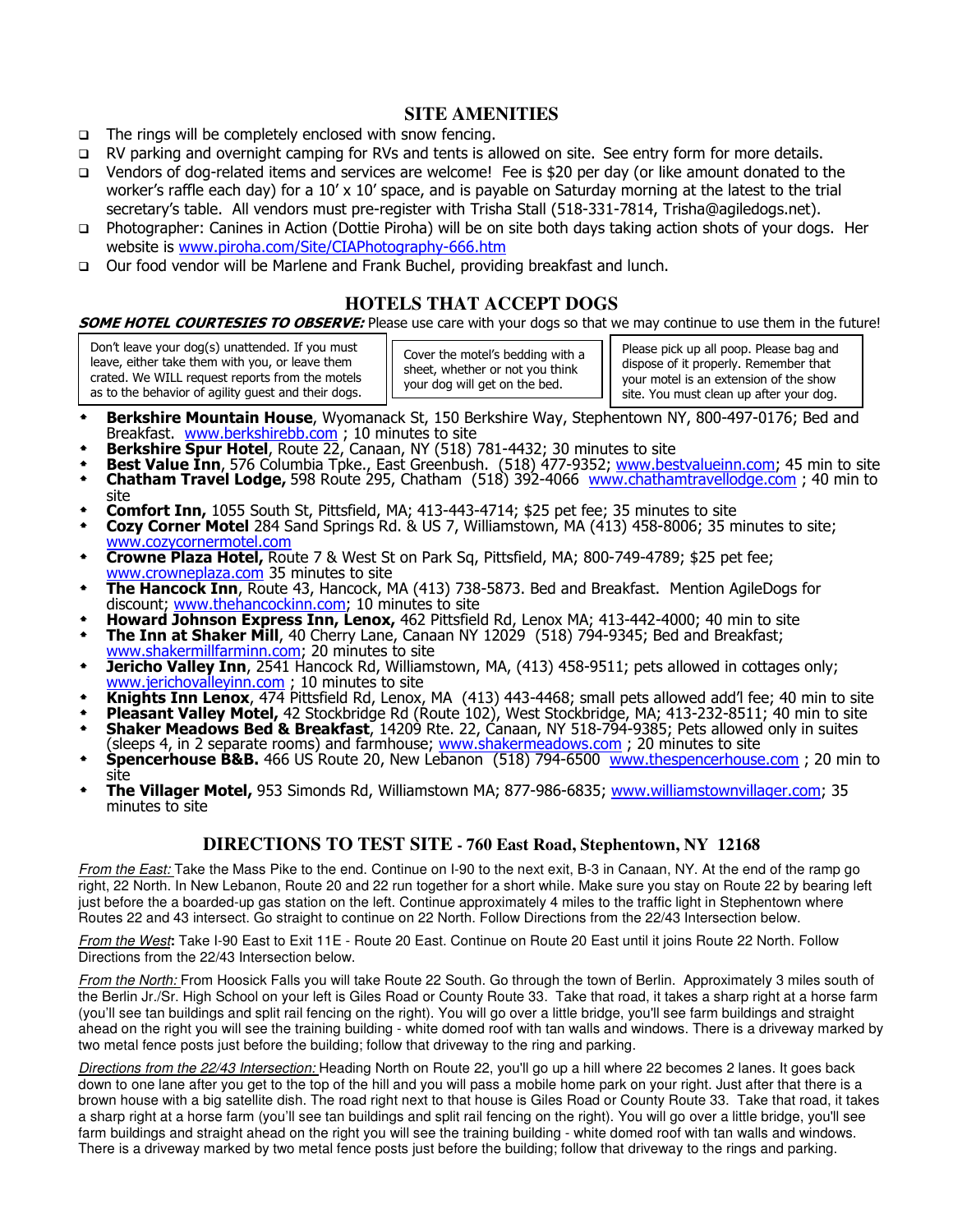## SITE AMENITIES

- The rings will be completely enclosed with snow fencing.
- RV parking and overnight camping for RVs and tents is allowed on site. See entry form for more details.
- Vendors of dog-related items and services are welcome! Fee is $20 per day (or like amount donated to the worker's raffle each day) for a 10' x 10' space, and is payable on Saturday morning at the latest to the trial secretary's table. All vendors must pre-register with Trisha Stall (518-331-7814, Trisha@agiledogs.net).
- Photographer: Canines in Action (Dottie Piroha) will be on site both days taking action shots of your dogs. Her website is www.piroha.com/Site/CIAPhotography-666.htm
- Our food vendor will be Marlene and Frank Buchel, providing breakfast and lunch.

## HOTELS THAT ACCEPT DOGS

***SOME HOTEL COURTESIES TO OBSERVE:*** Please use care with your dogs so that we may continue to use them in the future!

| Don't leave your dog(s) unattended. If you must leave, either take them with you, or leave them crated. We WILL request reports from the motels as to the behavior of agility guest and their dogs. | Cover the motel's bedding with a sheet, whether or not you think your dog will get on the bed. | Please pick up all poop. Please bag and dispose of it properly. Remember that your motel is an extension of the show site. You must clean up after your dog. |
|---|---|---|

- **Berkshire Mountain House**, Wyomanack St, 150 Berkshire Way, Stephentown NY, 800-497-0176; Bed and Breakfast. www.berkshirebb.com ; 10 minutes to site
- **Berkshire Spur Hotel**, Route 22, Canaan, NY (518) 781-4432; 30 minutes to site
- **Best Value Inn**, 576 Columbia Tpke., East Greenbush. (518) 477-9352; www.bestvalueinn.com; 45 min to site
- **Chatham Travel Lodge,** 598 Route 295, Chatham (518) 392-4066 www.chathamtravellodge.com ; 40 min to site
- **Comfort Inn,** 1055 South St, Pittsfield, MA; 413-443-4714; $25 pet fee; 35 minutes to site
- **Cozy Corner Motel** 284 Sand Springs Rd. & US 7, Williamstown, MA (413) 458-8006; 35 minutes to site; www.cozycornermotel.com
- **Crowne Plaza Hotel,** Route 7 & West St on Park Sq, Pittsfield, MA; 800-749-4789; $25 pet fee; www.crowneplaza.com 35 minutes to site
- **The Hancock Inn**, Route 43, Hancock, MA (413) 738-5873. Bed and Breakfast. Mention AgileDogs for discount; www.thehancockinn.com; 10 minutes to site
- **Howard Johnson Express Inn, Lenox,** 462 Pittsfield Rd, Lenox MA; 413-442-4000; 40 min to site
- **The Inn at Shaker Mill**, 40 Cherry Lane, Canaan NY 12029 (518) 794-9345; Bed and Breakfast; www.shakermillfarminn.com; 20 minutes to site
- **Jericho Valley Inn**, 2541 Hancock Rd, Williamstown, MA, (413) 458-9511; pets allowed in cottages only; www.jerichovalleyinn.com ; 10 minutes to site
- **Knights Inn Lenox**, 474 Pittsfield Rd, Lenox, MA (413) 443-4468; small pets allowed add'l fee; 40 min to site
- **Pleasant Valley Motel,** 42 Stockbridge Rd (Route 102), West Stockbridge, MA; 413-232-8511; 40 min to site
- **Shaker Meadows Bed & Breakfast**, 14209 Rte. 22, Canaan, NY 518-794-9385; Pets allowed only in suites (sleeps 4, in 2 separate rooms) and farmhouse; www.shakermeadows.com ; 20 minutes to site
- **Spencerhouse B&B.** 466 US Route 20, New Lebanon (518) 794-6500 www.thespencerhouse.com ; 20 min to site
- **The Villager Motel,** 953 Simonds Rd, Williamstown MA; 877-986-6835; www.williamstownvillager.com; 35 minutes to site

## DIRECTIONS TO TEST SITE - 760 East Road, Stephentown, NY 12168

*From the East:* Take the Mass Pike to the end. Continue on I-90 to the next exit, B-3 in Canaan, NY. At the end of the ramp go right, 22 North. In New Lebanon, Route 20 and 22 run together for a short while. Make sure you stay on Route 22 by bearing left just before the a boarded-up gas station on the left. Continue approximately 4 miles to the traffic light in Stephentown where Routes 22 and 43 intersect. Go straight to continue on 22 North. Follow Directions from the 22/43 Intersection below.

*From the West***:** Take I-90 East to Exit 11E - Route 20 East. Continue on Route 20 East until it joins Route 22 North. Follow Directions from the 22/43 Intersection below.

*From the North:* From Hoosick Falls you will take Route 22 South. Go through the town of Berlin. Approximately 3 miles south of the Berlin Jr./Sr. High School on your left is Giles Road or County Route 33. Take that road, it takes a sharp right at a horse farm (you'll see tan buildings and split rail fencing on the right). You will go over a little bridge, you'll see farm buildings and straight ahead on the right you will see the training building - white domed roof with tan walls and windows. There is a driveway marked by two metal fence posts just before the building; follow that driveway to the ring and parking.

*Directions from the 22/43 Intersection:* Heading North on Route 22, you'll go up a hill where 22 becomes 2 lanes. It goes back down to one lane after you get to the top of the hill and you will pass a mobile home park on your right. Just after that there is a brown house with a big satellite dish. The road right next to that house is Giles Road or County Route 33. Take that road, it takes a sharp right at a horse farm (you'll see tan buildings and split rail fencing on the right). You will go over a little bridge, you'll see farm buildings and straight ahead on the right you will see the training building - white domed roof with tan walls and windows. There is a driveway marked by two metal fence posts just before the building; follow that driveway to the rings and parking.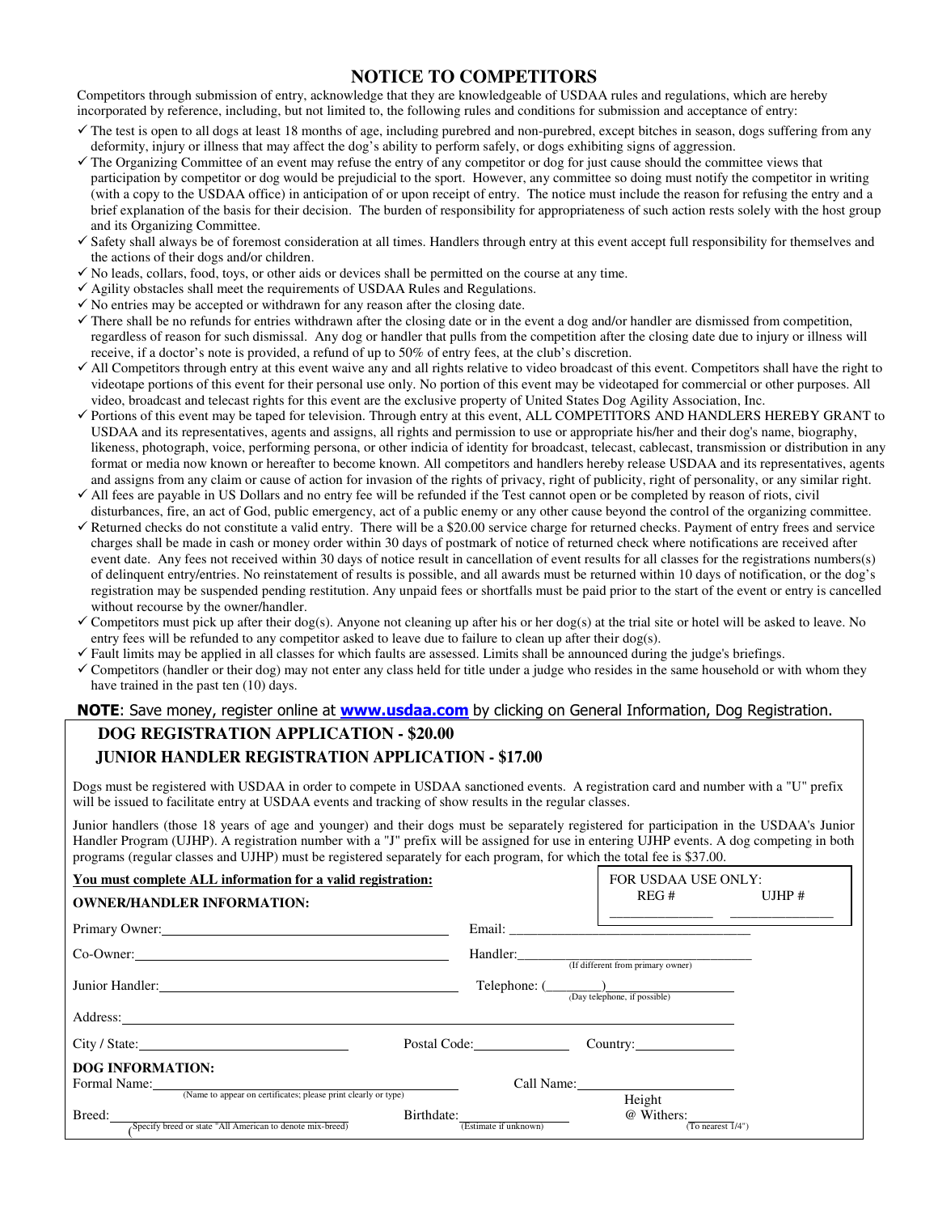# NOTICE TO COMPETITORS

Competitors through submission of entry, acknowledge that they are knowledgeable of USDAA rules and regulations, which are hereby incorporated by reference, including, but not limited to, the following rules and conditions for submission and acceptance of entry:

- ✓ The test is open to all dogs at least 18 months of age, including purebred and non-purebred, except bitches in season, dogs suffering from any deformity, injury or illness that may affect the dog's ability to perform safely, or dogs exhibiting signs of aggression.
- ✓ The Organizing Committee of an event may refuse the entry of any competitor or dog for just cause should the committee views that participation by competitor or dog would be prejudicial to the sport. However, any committee so doing must notify the competitor in writing (with a copy to the USDAA office) in anticipation of or upon receipt of entry. The notice must include the reason for refusing the entry and a brief explanation of the basis for their decision. The burden of responsibility for appropriateness of such action rests solely with the host group and its Organizing Committee.
- ✓ Safety shall always be of foremost consideration at all times. Handlers through entry at this event accept full responsibility for themselves and the actions of their dogs and/or children.
- ✓ No leads, collars, food, toys, or other aids or devices shall be permitted on the course at any time.
- ✓ Agility obstacles shall meet the requirements of USDAA Rules and Regulations.
- ✓ No entries may be accepted or withdrawn for any reason after the closing date.
- ✓ There shall be no refunds for entries withdrawn after the closing date or in the event a dog and/or handler are dismissed from competition, regardless of reason for such dismissal. Any dog or handler that pulls from the competition after the closing date due to injury or illness will receive, if a doctor's note is provided, a refund of up to 50% of entry fees, at the club's discretion.
- ✓ All Competitors through entry at this event waive any and all rights relative to video broadcast of this event. Competitors shall have the right to videotape portions of this event for their personal use only. No portion of this event may be videotaped for commercial or other purposes. All video, broadcast and telecast rights for this event are the exclusive property of United States Dog Agility Association, Inc.
- ✓ Portions of this event may be taped for television. Through entry at this event, ALL COMPETITORS AND HANDLERS HEREBY GRANT to USDAA and its representatives, agents and assigns, all rights and permission to use or appropriate his/her and their dog's name, biography, likeness, photograph, voice, performing persona, or other indicia of identity for broadcast, telecast, cablecast, transmission or distribution in any format or media now known or hereafter to become known. All competitors and handlers hereby release USDAA and its representatives, agents and assigns from any claim or cause of action for invasion of the rights of privacy, right of publicity, right of personality, or any similar right.
- ✓ All fees are payable in US Dollars and no entry fee will be refunded if the Test cannot open or be completed by reason of riots, civil disturbances, fire, an act of God, public emergency, act of a public enemy or any other cause beyond the control of the organizing committee.
- ✓ Returned checks do not constitute a valid entry. There will be a $20.00 service charge for returned checks. Payment of entry frees and service charges shall be made in cash or money order within 30 days of postmark of notice of returned check where notifications are received after event date. Any fees not received within 30 days of notice result in cancellation of event results for all classes for the registrations numbers(s) of delinquent entry/entries. No reinstatement of results is possible, and all awards must be returned within 10 days of notification, or the dog's registration may be suspended pending restitution. Any unpaid fees or shortfalls must be paid prior to the start of the event or entry is cancelled without recourse by the owner/handler.
- ✓ Competitors must pick up after their dog(s). Anyone not cleaning up after his or her dog(s) at the trial site or hotel will be asked to leave. No entry fees will be refunded to any competitor asked to leave due to failure to clean up after their dog(s).
- ✓ Fault limits may be applied in all classes for which faults are assessed. Limits shall be announced during the judge's briefings.
- ✓ Competitors (handler or their dog) may not enter any class held for title under a judge who resides in the same household or with whom they have trained in the past ten (10) days.

**NOTE**: Save money, register online at **www.usdaa.com** by clicking on General Information, Dog Registration.

## DOG REGISTRATION APPLICATION - $20.00

## JUNIOR HANDLER REGISTRATION APPLICATION - $17.00

Dogs must be registered with USDAA in order to compete in USDAA sanctioned events. A registration card and number with a "U" prefix will be issued to facilitate entry at USDAA events and tracking of show results in the regular classes.

Junior handlers (those 18 years of age and younger) and their dogs must be separately registered for participation in the USDAA's Junior Handler Program (UJHP). A registration number with a "J" prefix will be assigned for use in entering UJHP events. A dog competing in both programs (regular classes and UJHP) must be registered separately for each program, for which the total fee is $37.00.

**You must complete ALL information for a valid registration:**

FOR USDAA USE ONLY: REG # ______________ UJHP # ______________

**OWNER/HANDLER INFORMATION:**

Primary Owner: ______________________________ Email: ______________________________

Co-Owner: ______________________________ Handler: ______________________________ (If different from primary owner)

Junior Handler: ______________________________ Telephone: (______)______________ (Day telephone, if possible)

Address: ____________________________________________________________

City / State: ______________________ Postal Code: ______________ Country: ______________

**DOG INFORMATION:**

Formal Name: ______________________________ (Name to appear on certificates; please print clearly or type) Call Name: ______________________

Breed: ______________________________ (Specify breed or state "All American to denote mix-breed) Birthdate: ______________ (Estimate if unknown) Height @ Withers: ______________ (To nearest 1/4")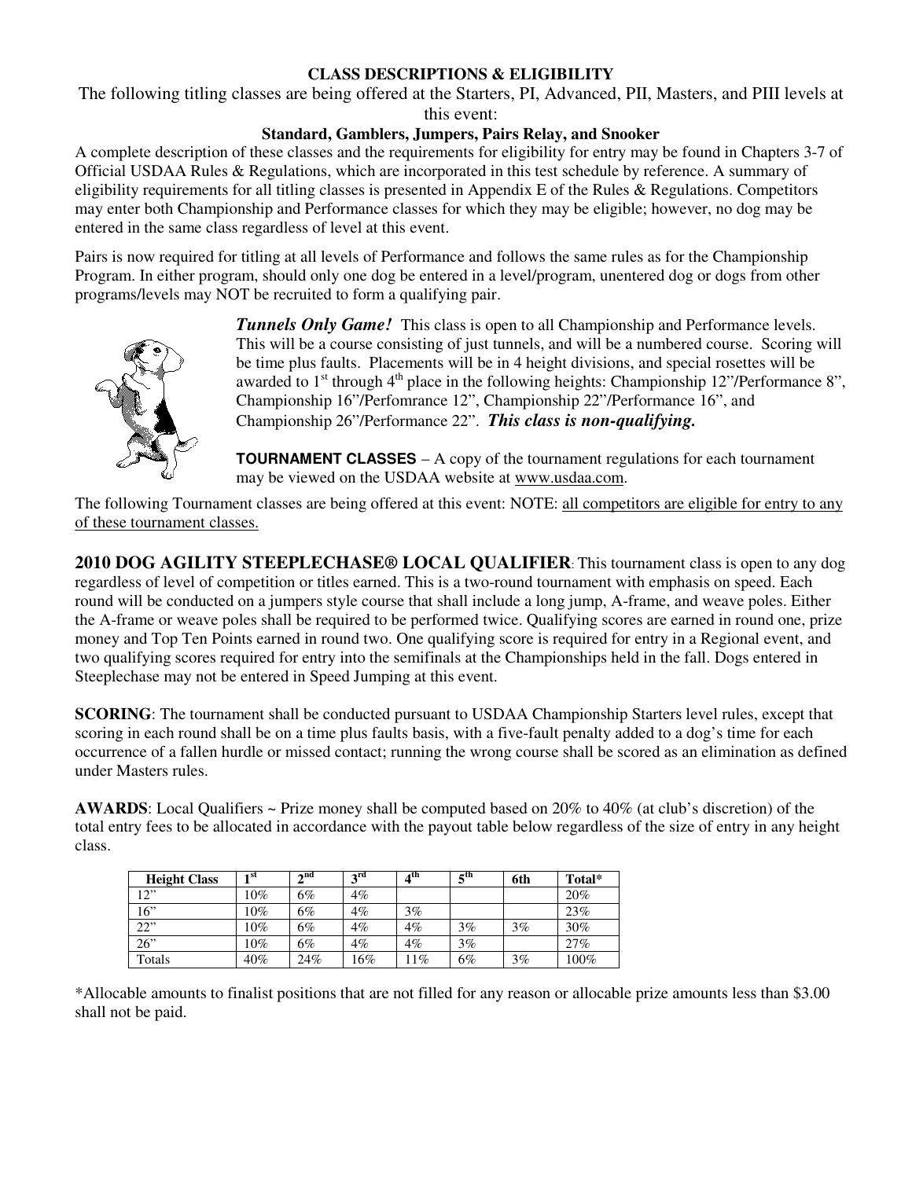**CLASS DESCRIPTIONS & ELIGIBILITY**

The following titling classes are being offered at the Starters, PI, Advanced, PII, Masters, and PIII levels at this event:

**Standard, Gamblers, Jumpers, Pairs Relay, and Snooker**

A complete description of these classes and the requirements for eligibility for entry may be found in Chapters 3-7 of Official USDAA Rules & Regulations, which are incorporated in this test schedule by reference. A summary of eligibility requirements for all titling classes is presented in Appendix E of the Rules & Regulations. Competitors may enter both Championship and Performance classes for which they may be eligible; however, no dog may be entered in the same class regardless of level at this event.

Pairs is now required for titling at all levels of Performance and follows the same rules as for the Championship Program. In either program, should only one dog be entered in a level/program, unentered dog or dogs from other programs/levels may NOT be recruited to form a qualifying pair.

***Tunnels Only Game!*** This class is open to all Championship and Performance levels. This will be a course consisting of just tunnels, and will be a numbered course. Scoring will be time plus faults. Placements will be in 4 height divisions, and special rosettes will be awarded to 1st through 4th place in the following heights: Championship 12"/Performance 8", Championship 16"/Perfomrance 12", Championship 22"/Performance 16", and Championship 26"/Performance 22". ***This class is non-qualifying.***

**TOURNAMENT CLASSES** – A copy of the tournament regulations for each tournament may be viewed on the USDAA website at www.usdaa.com.

The following Tournament classes are being offered at this event: NOTE: all competitors are eligible for entry to any of these tournament classes.

**2010 DOG AGILITY STEEPLECHASE® LOCAL QUALIFIER**: This tournament class is open to any dog regardless of level of competition or titles earned. This is a two-round tournament with emphasis on speed. Each round will be conducted on a jumpers style course that shall include a long jump, A-frame, and weave poles. Either the A-frame or weave poles shall be required to be performed twice. Qualifying scores are earned in round one, prize money and Top Ten Points earned in round two. One qualifying score is required for entry in a Regional event, and two qualifying scores required for entry into the semifinals at the Championships held in the fall. Dogs entered in Steeplechase may not be entered in Speed Jumping at this event.

**SCORING**: The tournament shall be conducted pursuant to USDAA Championship Starters level rules, except that scoring in each round shall be on a time plus faults basis, with a five-fault penalty added to a dog's time for each occurrence of a fallen hurdle or missed contact; running the wrong course shall be scored as an elimination as defined under Masters rules.

**AWARDS**: Local Qualifiers ~ Prize money shall be computed based on 20% to 40% (at club's discretion) of the total entry fees to be allocated in accordance with the payout table below regardless of the size of entry in any height class.

| Height Class | 1st | 2nd | 3rd | 4th | 5th | 6th | Total* |
|---|---|---|---|---|---|---|---|
| 12" | 10% | 6% | 4% | | | | 20% |
| 16" | 10% | 6% | 4% | 3% | | | 23% |
| 22" | 10% | 6% | 4% | 4% | 3% | 3% | 30% |
| 26" | 10% | 6% | 4% | 4% | 3% | | 27% |
| Totals | 40% | 24% | 16% | 11% | 6% | 3% | 100% |

*Allocable amounts to finalist positions that are not filled for any reason or allocable prize amounts less than $3.00 shall not be paid.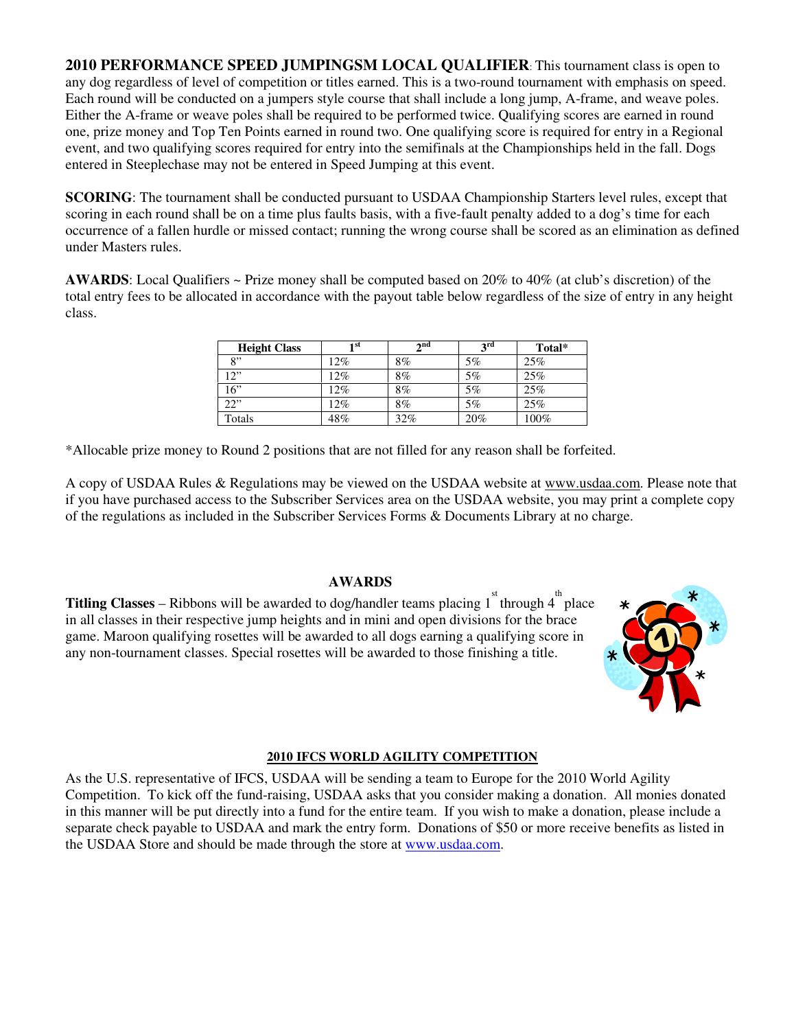**2010 PERFORMANCE SPEED JUMPINGSM LOCAL QUALIFIER**: This tournament class is open to any dog regardless of level of competition or titles earned. This is a two-round tournament with emphasis on speed. Each round will be conducted on a jumpers style course that shall include a long jump, A-frame, and weave poles. Either the A-frame or weave poles shall be required to be performed twice. Qualifying scores are earned in round one, prize money and Top Ten Points earned in round two. One qualifying score is required for entry in a Regional event, and two qualifying scores required for entry into the semifinals at the Championships held in the fall. Dogs entered in Steeplechase may not be entered in Speed Jumping at this event.

**SCORING**: The tournament shall be conducted pursuant to USDAA Championship Starters level rules, except that scoring in each round shall be on a time plus faults basis, with a five-fault penalty added to a dog's time for each occurrence of a fallen hurdle or missed contact; running the wrong course shall be scored as an elimination as defined under Masters rules.

**AWARDS**: Local Qualifiers ~ Prize money shall be computed based on 20% to 40% (at club's discretion) of the total entry fees to be allocated in accordance with the payout table below regardless of the size of entry in any height class.

| Height Class | 1st | 2nd | 3rd | Total* |
|---|---|---|---|---|
| 8" | 12% | 8% | 5% | 25% |
| 12" | 12% | 8% | 5% | 25% |
| 16" | 12% | 8% | 5% | 25% |
| 22" | 12% | 8% | 5% | 25% |
| Totals | 48% | 32% | 20% | 100% |

*Allocable prize money to Round 2 positions that are not filled for any reason shall be forfeited.

A copy of USDAA Rules & Regulations may be viewed on the USDAA website at www.usdaa.com. Please note that if you have purchased access to the Subscriber Services area on the USDAA website, you may print a complete copy of the regulations as included in the Subscriber Services Forms & Documents Library at no charge.

## AWARDS

**Titling Classes** – Ribbons will be awarded to dog/handler teams placing 1st through 4th place in all classes in their respective jump heights and in mini and open divisions for the brace game. Maroon qualifying rosettes will be awarded to all dogs earning a qualifying score in any non-tournament classes. Special rosettes will be awarded to those finishing a title.

## 2010 IFCS WORLD AGILITY COMPETITION

As the U.S. representative of IFCS, USDAA will be sending a team to Europe for the 2010 World Agility Competition. To kick off the fund-raising, USDAA asks that you consider making a donation. All monies donated in this manner will be put directly into a fund for the entire team. If you wish to make a donation, please include a separate check payable to USDAA and mark the entry form. Donations of $50 or more receive benefits as listed in the USDAA Store and should be made through the store at www.usdaa.com.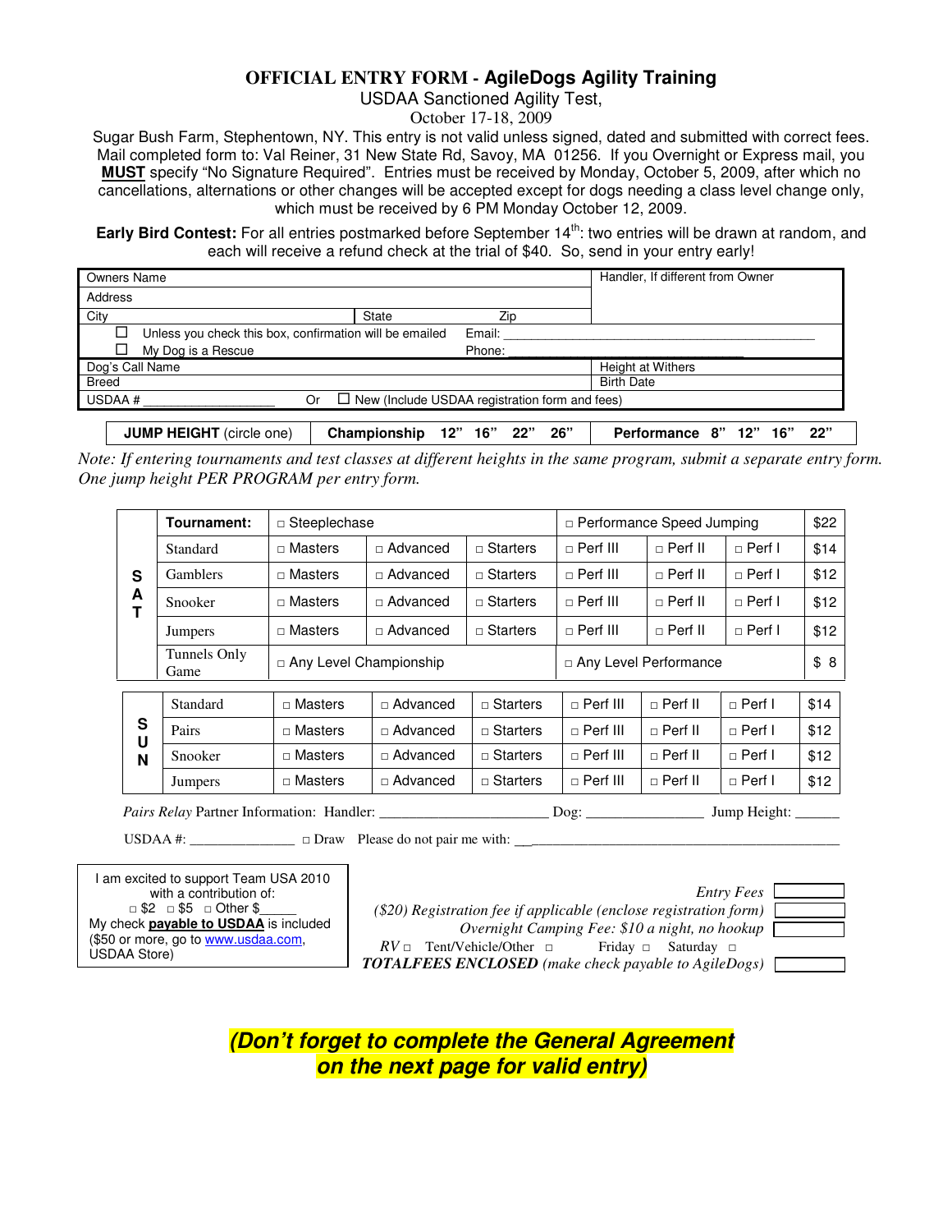# OFFICIAL ENTRY FORM - AgileDogs Agility Training

USDAA Sanctioned Agility Test,
October 17-18, 2009

Sugar Bush Farm, Stephentown, NY. This entry is not valid unless signed, dated and submitted with correct fees. Mail completed form to: Val Reiner, 31 New State Rd, Savoy, MA 01256. If you Overnight or Express mail, you **MUST** specify "No Signature Required". Entries must be received by Monday, October 5, 2009, after which no cancellations, alternations or other changes will be accepted except for dogs needing a class level change only, which must be received by 6 PM Monday October 12, 2009.

**Early Bird Contest:** For all entries postmarked before September 14th: two entries will be drawn at random, and each will receive a refund check at the trial of $40. So, send in your entry early!

| Owners Name | | | Handler, If different from Owner |
|---|---|---|---|
| Address | | | |
| City | State | Zip | |
| ☐ Unless you check this box, confirmation will be emailed | | Email: ______ | |
| ☐ My Dog is a Rescue | | Phone: ______ | |
| Dog's Call Name | | | Height at Withers |
| Breed | | | Birth Date |
| USDAA # ______ | Or ☐ New (Include USDAA registration form and fees) | | |

| **JUMP HEIGHT** (circle one) | **Championship** 12" 16" 22" 26" | **Performance** 8" 12" 16" 22" |
|---|---|---|

*Note: If entering tournaments and test classes at different heights in the same program, submit a separate entry form. One jump height PER PROGRAM per entry form.*

| | | | | | | | | |
|---|---|---|---|---|---|---|---|---|
| **SAT** | **Tournament:** | □ Steeplechase | | | □ Performance Speed Jumping | | | $22 |
| | Standard | □ Masters | □ Advanced | □ Starters | □ Perf III | □ Perf II | □ Perf I | $14 |
| | Gamblers | □ Masters | □ Advanced | □ Starters | □ Perf III | □ Perf II | □ Perf I | $12 |
| | Snooker | □ Masters | □ Advanced | □ Starters | □ Perf III | □ Perf II | □ Perf I | $12 |
| | Jumpers | □ Masters | □ Advanced | □ Starters | □ Perf III | □ Perf II | □ Perf I | $12 |
| | Tunnels Only Game | □ Any Level Championship | | | □ Any Level Performance | | | $ 8 |

| | | | | | | | | |
|---|---|---|---|---|---|---|---|---|
| **SUN** | Standard | □ Masters | □ Advanced | □ Starters | □ Perf III | □ Perf II | □ Perf I | $14 |
| | Pairs | □ Masters | □ Advanced | □ Starters | □ Perf III | □ Perf II | □ Perf I | $12 |
| | Snooker | □ Masters | □ Advanced | □ Starters | □ Perf III | □ Perf II | □ Perf I | $12 |
| | Jumpers | □ Masters | □ Advanced | □ Starters | □ Perf III | □ Perf II | □ Perf I | $12 |

*Pairs Relay* Partner Information: Handler: ______________________ Dog: ________________ Jump Height: ______

USDAA #: ______________ □ Draw Please do not pair me with: ______________________________________________

I am excited to support Team USA 2010 with a contribution of:
□ $2 □ $5 □ Other $_____
My check **payable to USDAA** is included ($50 or more, go to www.usdaa.com, USDAA Store)

| | |
|---|---|
| *Entry Fees* | |
| *($20) Registration fee if applicable (enclose registration form)* | |
| *Overnight Camping Fee: $10 a night, no hookup* | |
| *RV* □ Tent/Vehicle/Other □ Friday □ Saturday □ | |
| ***TOTALFEES ENCLOSED*** *(make check payable to AgileDogs)* | |

***(Don't forget to complete the General Agreement on the next page for valid entry)***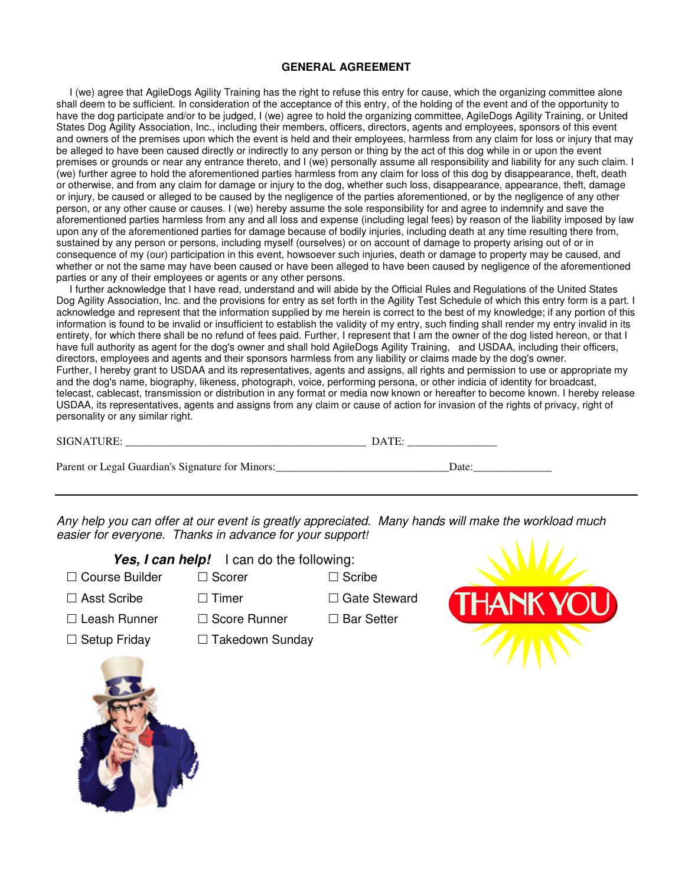## GENERAL AGREEMENT

I (we) agree that AgileDogs Agility Training has the right to refuse this entry for cause, which the organizing committee alone shall deem to be sufficient. In consideration of the acceptance of this entry, of the holding of the event and of the opportunity to have the dog participate and/or to be judged, I (we) agree to hold the organizing committee, AgileDogs Agility Training, or United States Dog Agility Association, Inc., including their members, officers, directors, agents and employees, sponsors of this event and owners of the premises upon which the event is held and their employees, harmless from any claim for loss or injury that may be alleged to have been caused directly or indirectly to any person or thing by the act of this dog while in or upon the event premises or grounds or near any entrance thereto, and I (we) personally assume all responsibility and liability for any such claim. I (we) further agree to hold the aforementioned parties harmless from any claim for loss of this dog by disappearance, theft, death or otherwise, and from any claim for damage or injury to the dog, whether such loss, disappearance, appearance, theft, damage or injury, be caused or alleged to be caused by the negligence of the parties aforementioned, or by the negligence of any other person, or any other cause or causes. I (we) hereby assume the sole responsibility for and agree to indemnify and save the aforementioned parties harmless from any and all loss and expense (including legal fees) by reason of the liability imposed by law upon any of the aforementioned parties for damage because of bodily injuries, including death at any time resulting there from, sustained by any person or persons, including myself (ourselves) or on account of damage to property arising out of or in consequence of my (our) participation in this event, howsoever such injuries, death or damage to property may be caused, and whether or not the same may have been caused or have been alleged to have been caused by negligence of the aforementioned parties or any of their employees or agents or any other persons.

I further acknowledge that I have read, understand and will abide by the Official Rules and Regulations of the United States Dog Agility Association, Inc. and the provisions for entry as set forth in the Agility Test Schedule of which this entry form is a part. I acknowledge and represent that the information supplied by me herein is correct to the best of my knowledge; if any portion of this information is found to be invalid or insufficient to establish the validity of my entry, such finding shall render my entry invalid in its entirety, for which there shall be no refund of fees paid. Further, I represent that I am the owner of the dog listed hereon, or that I have full authority as agent for the dog's owner and shall hold AgileDogs Agility Training, and USDAA, including their officers, directors, employees and agents and their sponsors harmless from any liability or claims made by the dog's owner.
Further, I hereby grant to USDAA and its representatives, agents and assigns, all rights and permission to use or appropriate my and the dog's name, biography, likeness, photograph, voice, performing persona, or other indicia of identity for broadcast, telecast, cablecast, transmission or distribution in any format or media now known or hereafter to become known. I hereby release USDAA, its representatives, agents and assigns from any claim or cause of action for invasion of the rights of privacy, right of personality or any similar right.

SIGNATURE: ___________________________________________ DATE: ________________

Parent or Legal Guardian's Signature for Minors:_______________________________Date:______________

---

*Any help you can offer at our event is greatly appreciated. Many hands will make the workload much easier for everyone. Thanks in advance for your support!*

***Yes, I can help!*** I can do the following:

☐ Course Builder ☐ Scorer ☐ Scribe

☐ Asst Scribe ☐ Timer ☐ Gate Steward

☐ Leash Runner ☐ Score Runner ☐ Bar Setter

☐ Setup Friday ☐ Takedown Sunday

THANK YOU